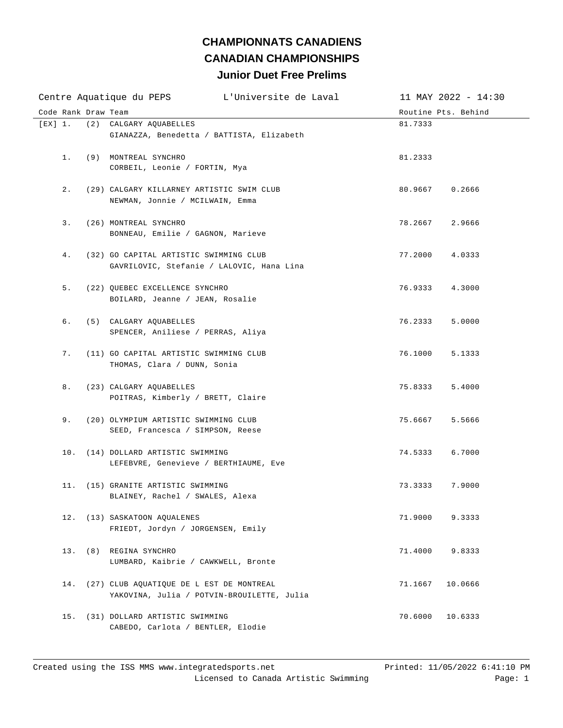# CHAMPIONNATS CANADIENS

# CANADIAN CHAMPIONSHIPS

## Junior Duet Free Prelims

Centre Aquatique du PEPS | L'Universite de Laval | 11 MAY 2022 - 14:30

| Code | Rank | Draw | Team | Routine Pts. | Behind |
|---|---|---|---|---|---|
| [EX] | 1. | (2) | CALGARY AQUABELLES<br>GIANAZZA, Benedetta / BATTISTA, Elizabeth | 81.7333 | |
| | 1. | (9) | MONTREAL SYNCHRO<br>CORBEIL, Leonie / FORTIN, Mya | 81.2333 | |
| | 2. | (29) | CALGARY KILLARNEY ARTISTIC SWIM CLUB<br>NEWMAN, Jonnie / MCILWAIN, Emma | 80.9667 | 0.2666 |
| | 3. | (26) | MONTREAL SYNCHRO<br>BONNEAU, Emilie / GAGNON, Marieve | 78.2667 | 2.9666 |
| | 4. | (32) | GO CAPITAL ARTISTIC SWIMMING CLUB<br>GAVRILOVIC, Stefanie / LALOVIC, Hana Lina | 77.2000 | 4.0333 |
| | 5. | (22) | QUEBEC EXCELLENCE SYNCHRO<br>BOILARD, Jeanne / JEAN, Rosalie | 76.9333 | 4.3000 |
| | 6. | (5) | CALGARY AQUABELLES<br>SPENCER, Aniliese / PERRAS, Aliya | 76.2333 | 5.0000 |
| | 7. | (11) | GO CAPITAL ARTISTIC SWIMMING CLUB<br>THOMAS, Clara / DUNN, Sonia | 76.1000 | 5.1333 |
| | 8. | (23) | CALGARY AQUABELLES<br>POITRAS, Kimberly / BRETT, Claire | 75.8333 | 5.4000 |
| | 9. | (20) | OLYMPIUM ARTISTIC SWIMMING CLUB<br>SEED, Francesca / SIMPSON, Reese | 75.6667 | 5.5666 |
| | 10. | (14) | DOLLARD ARTISTIC SWIMMING<br>LEFEBVRE, Genevieve / BERTHIAUME, Eve | 74.5333 | 6.7000 |
| | 11. | (15) | GRANITE ARTISTIC SWIMMING<br>BLAINEY, Rachel / SWALES, Alexa | 73.3333 | 7.9000 |
| | 12. | (13) | SASKATOON AQUALENES<br>FRIEDT, Jordyn / JORGENSEN, Emily | 71.9000 | 9.3333 |
| | 13. | (8) | REGINA SYNCHRO<br>LUMBARD, Kaibrie / CAWKWELL, Bronte | 71.4000 | 9.8333 |
| | 14. | (27) | CLUB AQUATIQUE DE L EST DE MONTREAL<br>YAKOVINA, Julia / POTVIN-BROUILETTE, Julia | 71.1667 | 10.0666 |
| | 15. | (31) | DOLLARD ARTISTIC SWIMMING<br>CABEDO, Carlota / BENTLER, Elodie | 70.6000 | 10.6333 |

Created using the ISS MMS www.integratedsports.net | Printed: 11/05/2022 6:41:10 PM
Licensed to Canada Artistic Swimming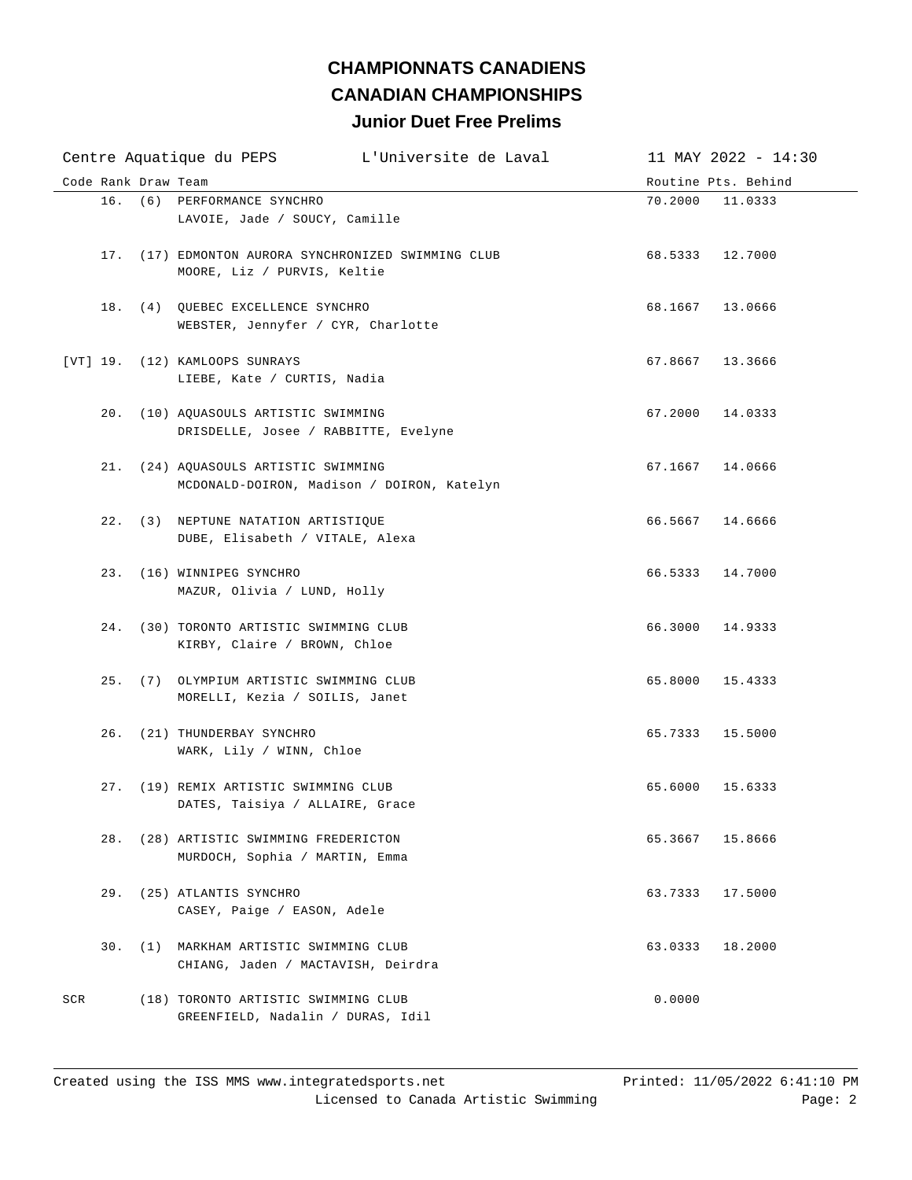# CHAMPIONNATS CANADIENS
# CANADIAN CHAMPIONSHIPS
### Junior Duet Free Prelims

Centre Aquatique du PEPS    L'Universite de Laval    11 MAY 2022 - 14:30

| Code | Rank | Draw | Team | Routine Pts. | Behind |
|---|---|---|---|---|---|
| | 16. | (6) | PERFORMANCE SYNCHRO<br>LAVOIE, Jade / SOUCY, Camille | 70.2000 | 11.0333 |
| | 17. | (17) | EDMONTON AURORA SYNCHRONIZED SWIMMING CLUB<br>MOORE, Liz / PURVIS, Keltie | 68.5333 | 12.7000 |
| | 18. | (4) | QUEBEC EXCELLENCE SYNCHRO<br>WEBSTER, Jennyfer / CYR, Charlotte | 68.1667 | 13.0666 |
| [VT] | 19. | (12) | KAMLOOPS SUNRAYS<br>LIEBE, Kate / CURTIS, Nadia | 67.8667 | 13.3666 |
| | 20. | (10) | AQUASOULS ARTISTIC SWIMMING<br>DRISDELLE, Josee / RABBITTE, Evelyne | 67.2000 | 14.0333 |
| | 21. | (24) | AQUASOULS ARTISTIC SWIMMING<br>MCDONALD-DOIRON, Madison / DOIRON, Katelyn | 67.1667 | 14.0666 |
| | 22. | (3) | NEPTUNE NATATION ARTISTIQUE<br>DUBE, Elisabeth / VITALE, Alexa | 66.5667 | 14.6666 |
| | 23. | (16) | WINNIPEG SYNCHRO<br>MAZUR, Olivia / LUND, Holly | 66.5333 | 14.7000 |
| | 24. | (30) | TORONTO ARTISTIC SWIMMING CLUB<br>KIRBY, Claire / BROWN, Chloe | 66.3000 | 14.9333 |
| | 25. | (7) | OLYMPIUM ARTISTIC SWIMMING CLUB<br>MORELLI, Kezia / SOILIS, Janet | 65.8000 | 15.4333 |
| | 26. | (21) | THUNDERBAY SYNCHRO<br>WARK, Lily / WINN, Chloe | 65.7333 | 15.5000 |
| | 27. | (19) | REMIX ARTISTIC SWIMMING CLUB<br>DATES, Taisiya / ALLAIRE, Grace | 65.6000 | 15.6333 |
| | 28. | (28) | ARTISTIC SWIMMING FREDERICTON<br>MURDOCH, Sophia / MARTIN, Emma | 65.3667 | 15.8666 |
| | 29. | (25) | ATLANTIS SYNCHRO<br>CASEY, Paige / EASON, Adele | 63.7333 | 17.5000 |
| | 30. | (1) | MARKHAM ARTISTIC SWIMMING CLUB<br>CHIANG, Jaden / MACTAVISH, Deirdra | 63.0333 | 18.2000 |
| SCR | | (18) | TORONTO ARTISTIC SWIMMING CLUB<br>GREENFIELD, Nadalin / DURAS, Idil | 0.0000 | |

Created using the ISS MMS www.integratedsports.net    Printed: 11/05/2022 6:41:10 PM
Licensed to Canada Artistic Swimming